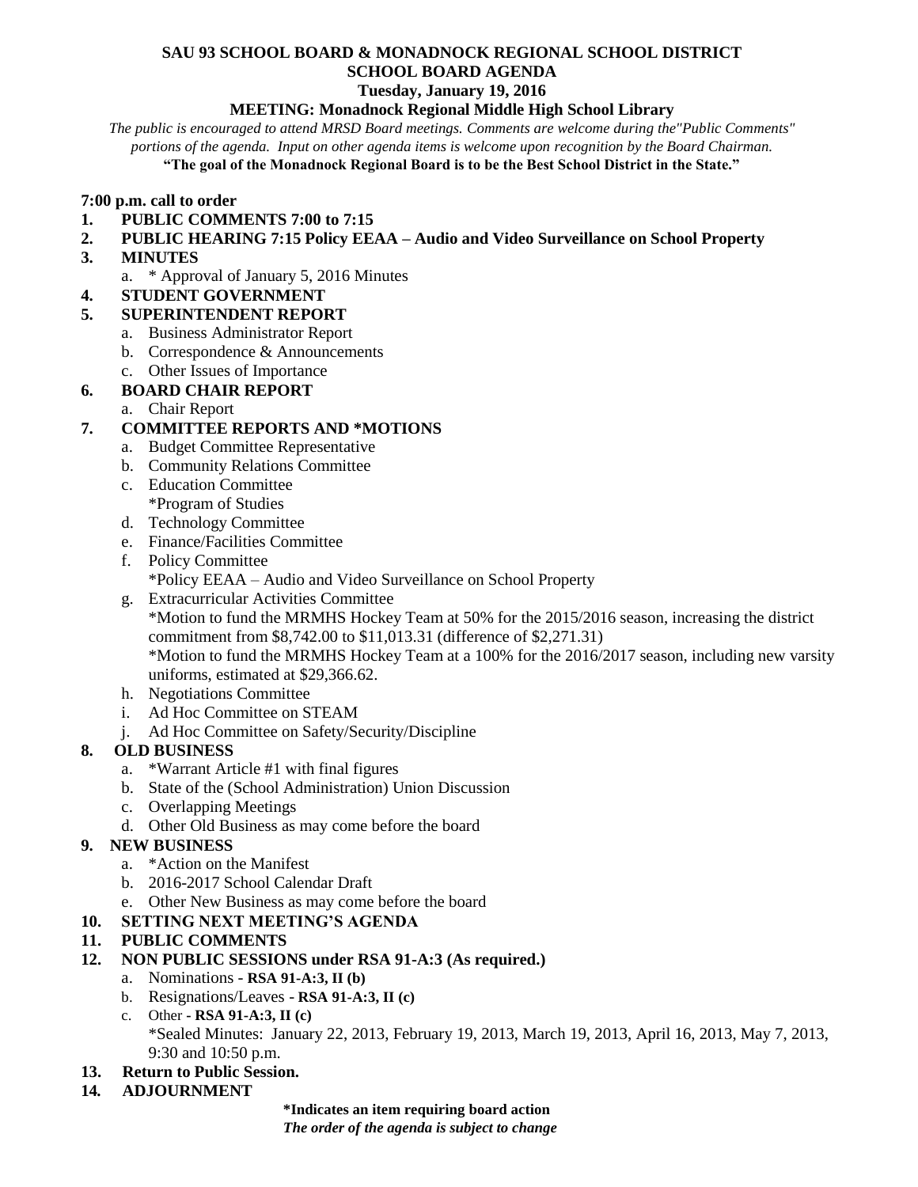# SAU 93 SCHOOL BOARD & MONADNOCK REGIONAL SCHOOL DISTRICT
## SCHOOL BOARD AGENDA
**Tuesday, January 19, 2016**

**MEETING: Monadnock Regional Middle High School Library**

*The public is encouraged to attend MRSD Board meetings. Comments are welcome during the"Public Comments" portions of the agenda. Input on other agenda items is welcome upon recognition by the Board Chairman.*

**"The goal of the Monadnock Regional Board is to be the Best School District in the State."**

**7:00 p.m. call to order**

1. **PUBLIC COMMENTS 7:00 to 7:15**
2. **PUBLIC HEARING 7:15 Policy EEAA – Audio and Video Surveillance on School Property**
3. **MINUTES**
   a. * Approval of January 5, 2016 Minutes
4. **STUDENT GOVERNMENT**
5. **SUPERINTENDENT REPORT**
   a. Business Administrator Report
   b. Correspondence & Announcements
   c. Other Issues of Importance
6. **BOARD CHAIR REPORT**
   a. Chair Report
7. **COMMITTEE REPORTS AND *MOTIONS**
   a. Budget Committee Representative
   b. Community Relations Committee
   c. Education Committee
      *Program of Studies
   d. Technology Committee
   e. Finance/Facilities Committee
   f. Policy Committee
      *Policy EEAA – Audio and Video Surveillance on School Property
   g. Extracurricular Activities Committee
      *Motion to fund the MRMHS Hockey Team at 50% for the 2015/2016 season, increasing the district commitment from $8,742.00 to $11,013.31 (difference of $2,271.31)
      *Motion to fund the MRMHS Hockey Team at a 100% for the 2016/2017 season, including new varsity uniforms, estimated at $29,366.62.
   h. Negotiations Committee
   i. Ad Hoc Committee on STEAM
   j. Ad Hoc Committee on Safety/Security/Discipline
8. **OLD BUSINESS**
   a. *Warrant Article #1 with final figures
   b. State of the (School Administration) Union Discussion
   c. Overlapping Meetings
   d. Other Old Business as may come before the board
9. **NEW BUSINESS**
   a. *Action on the Manifest
   b. 2016-2017 School Calendar Draft
   e. Other New Business as may come before the board
10. **SETTING NEXT MEETING'S AGENDA**
11. **PUBLIC COMMENTS**
12. **NON PUBLIC SESSIONS under RSA 91-A:3 (As required.)**
    a. Nominations - **RSA 91-A:3, II (b)**
    b. Resignations/Leaves - **RSA 91-A:3, II (c)**
    c. Other - **RSA 91-A:3, II (c)**
       *Sealed Minutes: January 22, 2013, February 19, 2013, March 19, 2013, April 16, 2013, May 7, 2013, 9:30 and 10:50 p.m.
13. **Return to Public Session.**
14. **ADJOURNMENT**

**\*Indicates an item requiring board action**

***The order of the agenda is subject to change***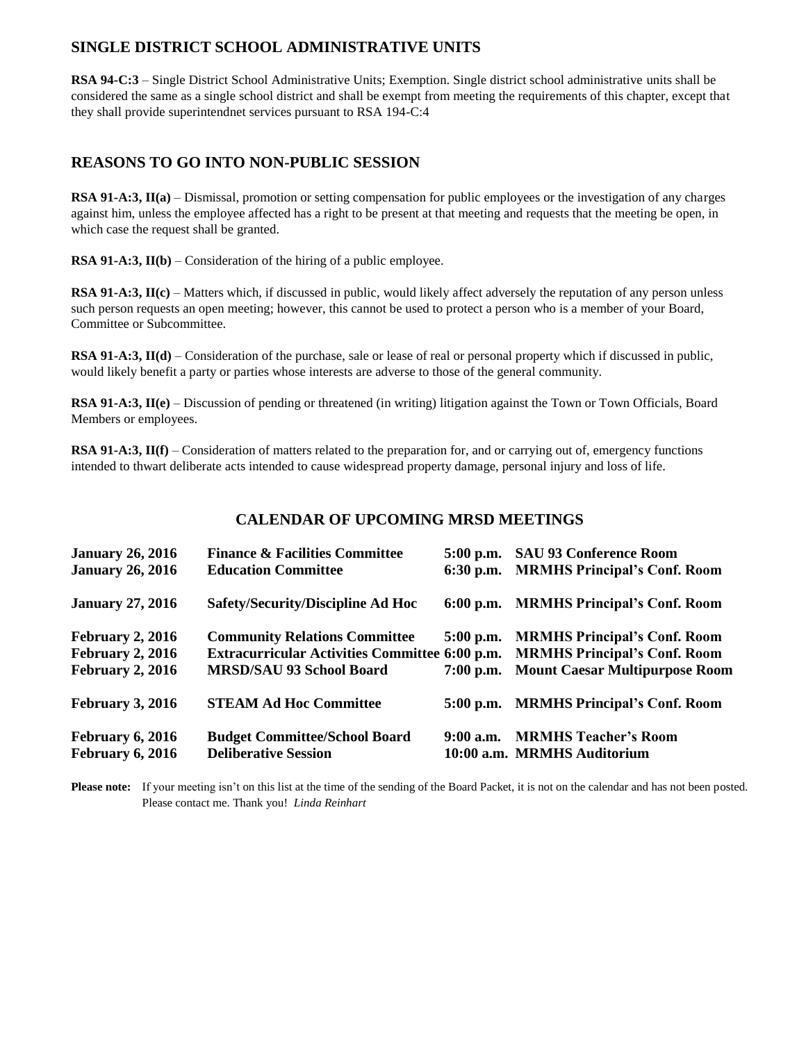## SINGLE DISTRICT SCHOOL ADMINISTRATIVE UNITS

**RSA 94-C:3** – Single District School Administrative Units; Exemption. Single district school administrative units shall be considered the same as a single school district and shall be exempt from meeting the requirements of this chapter, except that they shall provide superintendnet services pursuant to RSA 194-C:4

## REASONS TO GO INTO NON-PUBLIC SESSION

**RSA 91-A:3, II(a)** – Dismissal, promotion or setting compensation for public employees or the investigation of any charges against him, unless the employee affected has a right to be present at that meeting and requests that the meeting be open, in which case the request shall be granted.

**RSA 91-A:3, II(b)** – Consideration of the hiring of a public employee.

**RSA 91-A:3, II(c)** – Matters which, if discussed in public, would likely affect adversely the reputation of any person unless such person requests an open meeting; however, this cannot be used to protect a person who is a member of your Board, Committee or Subcommittee.

**RSA 91-A:3, II(d)** – Consideration of the purchase, sale or lease of real or personal property which if discussed in public, would likely benefit a party or parties whose interests are adverse to those of the general community.

**RSA 91-A:3, II(e)** – Discussion of pending or threatened (in writing) litigation against the Town or Town Officials, Board Members or employees.

**RSA 91-A:3, II(f)** – Consideration of matters related to the preparation for, and or carrying out of, emergency functions intended to thwart deliberate acts intended to cause widespread property damage, personal injury and loss of life.

## CALENDAR OF UPCOMING MRSD MEETINGS

| | | | |
|---|---|---|---|
| **January 26, 2016** | **Finance & Facilities Committee** | **5:00 p.m.** | **SAU 93 Conference Room** |
| **January 26, 2016** | **Education Committee** | **6:30 p.m.** | **MRMHS Principal's Conf. Room** |
| **January 27, 2016** | **Safety/Security/Discipline Ad Hoc** | **6:00 p.m.** | **MRMHS Principal's Conf. Room** |
| **February 2, 2016** | **Community Relations Committee** | **5:00 p.m.** | **MRMHS Principal's Conf. Room** |
| **February 2, 2016** | **Extracurricular Activities Committee** | **6:00 p.m.** | **MRMHS Principal's Conf. Room** |
| **February 2, 2016** | **MRSD/SAU 93 School Board** | **7:00 p.m.** | **Mount Caesar Multipurpose Room** |
| **February 3, 2016** | **STEAM Ad Hoc Committee** | **5:00 p.m.** | **MRMHS Principal's Conf. Room** |
| **February 6, 2016** | **Budget Committee/School Board** | **9:00 a.m.** | **MRMHS Teacher's Room** |
| **February 6, 2016** | **Deliberative Session** | **10:00 a.m.** | **MRMHS Auditorium** |

**Please note:** If your meeting isn't on this list at the time of the sending of the Board Packet, it is not on the calendar and has not been posted. Please contact me. Thank you! *Linda Reinhart*